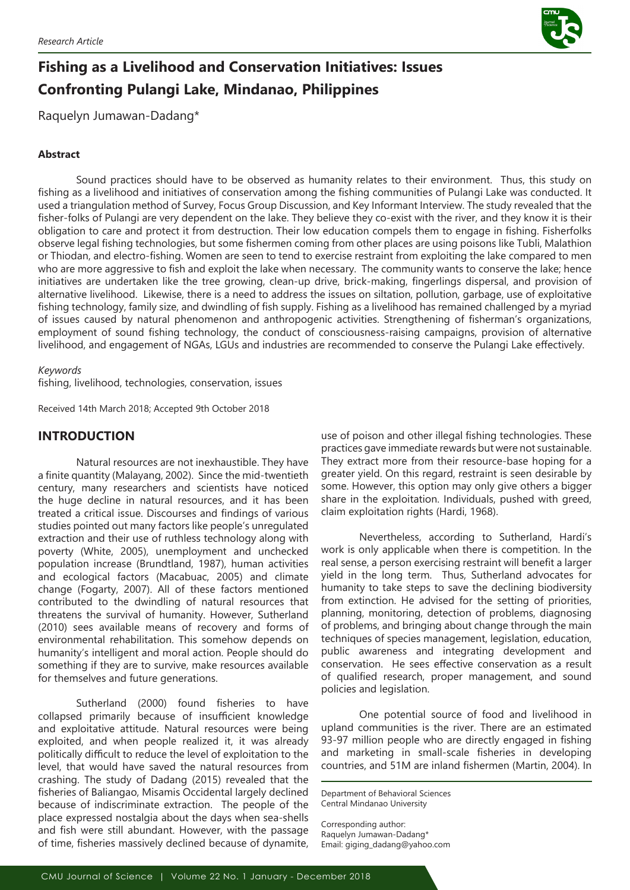*Research Article*

# Fishing as a Livelihood and Conservation Initiatives: Issues Confronting Pulangi Lake, Mindanao, Philippines

Raquelyn Jumawan-Dadang*

### Abstract

Sound practices should have to be observed as humanity relates to their environment. Thus, this study on fishing as a livelihood and initiatives of conservation among the fishing communities of Pulangi Lake was conducted. It used a triangulation method of Survey, Focus Group Discussion, and Key Informant Interview. The study revealed that the fisher-folks of Pulangi are very dependent on the lake. They believe they co-exist with the river, and they know it is their obligation to care and protect it from destruction. Their low education compels them to engage in fishing. Fisherfolks observe legal fishing technologies, but some fishermen coming from other places are using poisons like Tubli, Malathion or Thiodan, and electro-fishing. Women are seen to tend to exercise restraint from exploiting the lake compared to men who are more aggressive to fish and exploit the lake when necessary. The community wants to conserve the lake; hence initiatives are undertaken like the tree growing, clean-up drive, brick-making, fingerlings dispersal, and provision of alternative livelihood. Likewise, there is a need to address the issues on siltation, pollution, garbage, use of exploitative fishing technology, family size, and dwindling of fish supply. Fishing as a livelihood has remained challenged by a myriad of issues caused by natural phenomenon and anthropogenic activities. Strengthening of fisherman's organizations, employment of sound fishing technology, the conduct of consciousness-raising campaigns, provision of alternative livelihood, and engagement of NGAs, LGUs and industries are recommended to conserve the Pulangi Lake effectively.

*Keywords*

fishing, livelihood, technologies, conservation, issues

Received 14th March 2018; Accepted 9th October 2018

## INTRODUCTION

Natural resources are not inexhaustible. They have a finite quantity (Malayang, 2002). Since the mid-twentieth century, many researchers and scientists have noticed the huge decline in natural resources, and it has been treated a critical issue. Discourses and findings of various studies pointed out many factors like people's unregulated extraction and their use of ruthless technology along with poverty (White, 2005), unemployment and unchecked population increase (Brundtland, 1987), human activities and ecological factors (Macabuac, 2005) and climate change (Fogarty, 2007). All of these factors mentioned contributed to the dwindling of natural resources that threatens the survival of humanity. However, Sutherland (2010) sees available means of recovery and forms of environmental rehabilitation. This somehow depends on humanity's intelligent and moral action. People should do something if they are to survive, make resources available for themselves and future generations.

Sutherland (2000) found fisheries to have collapsed primarily because of insufficient knowledge and exploitative attitude. Natural resources were being exploited, and when people realized it, it was already politically difficult to reduce the level of exploitation to the level, that would have saved the natural resources from crashing. The study of Dadang (2015) revealed that the fisheries of Baliangao, Misamis Occidental largely declined because of indiscriminate extraction. The people of the place expressed nostalgia about the days when sea-shells and fish were still abundant. However, with the passage of time, fisheries massively declined because of dynamite, use of poison and other illegal fishing technologies. These practices gave immediate rewards but were not sustainable. They extract more from their resource-base hoping for a greater yield. On this regard, restraint is seen desirable by some. However, this option may only give others a bigger share in the exploitation. Individuals, pushed with greed, claim exploitation rights (Hardi, 1968).

Nevertheless, according to Sutherland, Hardi's work is only applicable when there is competition. In the real sense, a person exercising restraint will benefit a larger yield in the long term. Thus, Sutherland advocates for humanity to take steps to save the declining biodiversity from extinction. He advised for the setting of priorities, planning, monitoring, detection of problems, diagnosing of problems, and bringing about change through the main techniques of species management, legislation, education, public awareness and integrating development and conservation. He sees effective conservation as a result of qualified research, proper management, and sound policies and legislation.

One potential source of food and livelihood in upland communities is the river. There are an estimated 93-97 million people who are directly engaged in fishing and marketing in small-scale fisheries in developing countries, and 51M are inland fishermen (Martin, 2004). In

Department of Behavioral Sciences
Central Mindanao University

Corresponding author:
Raquelyn Jumawan-Dadang*
Email: giging_dadang@yahoo.com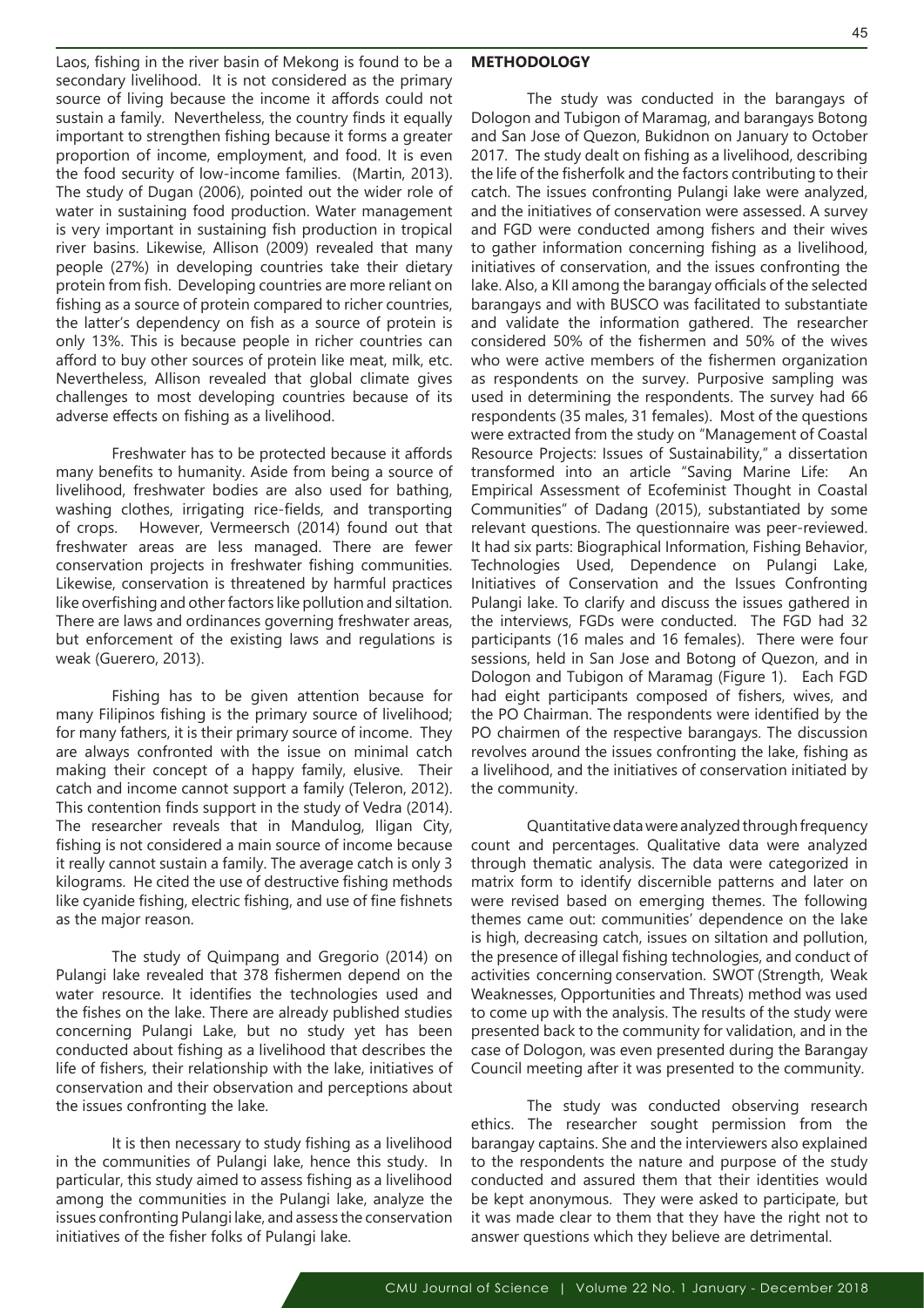Laos, fishing in the river basin of Mekong is found to be a secondary livelihood. It is not considered as the primary source of living because the income it affords could not sustain a family. Nevertheless, the country finds it equally important to strengthen fishing because it forms a greater proportion of income, employment, and food. It is even the food security of low-income families. (Martin, 2013). The study of Dugan (2006), pointed out the wider role of water in sustaining food production. Water management is very important in sustaining fish production in tropical river basins. Likewise, Allison (2009) revealed that many people (27%) in developing countries take their dietary protein from fish. Developing countries are more reliant on fishing as a source of protein compared to richer countries, the latter's dependency on fish as a source of protein is only 13%. This is because people in richer countries can afford to buy other sources of protein like meat, milk, etc. Nevertheless, Allison revealed that global climate gives challenges to most developing countries because of its adverse effects on fishing as a livelihood.

Freshwater has to be protected because it affords many benefits to humanity. Aside from being a source of livelihood, freshwater bodies are also used for bathing, washing clothes, irrigating rice-fields, and transporting of crops. However, Vermeersch (2014) found out that freshwater areas are less managed. There are fewer conservation projects in freshwater fishing communities. Likewise, conservation is threatened by harmful practices like overfishing and other factors like pollution and siltation. There are laws and ordinances governing freshwater areas, but enforcement of the existing laws and regulations is weak (Guerero, 2013).

Fishing has to be given attention because for many Filipinos fishing is the primary source of livelihood; for many fathers, it is their primary source of income. They are always confronted with the issue on minimal catch making their concept of a happy family, elusive. Their catch and income cannot support a family (Teleron, 2012). This contention finds support in the study of Vedra (2014). The researcher reveals that in Mandulog, Iligan City, fishing is not considered a main source of income because it really cannot sustain a family. The average catch is only 3 kilograms. He cited the use of destructive fishing methods like cyanide fishing, electric fishing, and use of fine fishnets as the major reason.

The study of Quimpang and Gregorio (2014) on Pulangi lake revealed that 378 fishermen depend on the water resource. It identifies the technologies used and the fishes on the lake. There are already published studies concerning Pulangi Lake, but no study yet has been conducted about fishing as a livelihood that describes the life of fishers, their relationship with the lake, initiatives of conservation and their observation and perceptions about the issues confronting the lake.

It is then necessary to study fishing as a livelihood in the communities of Pulangi lake, hence this study. In particular, this study aimed to assess fishing as a livelihood among the communities in the Pulangi lake, analyze the issues confronting Pulangi lake, and assess the conservation initiatives of the fisher folks of Pulangi lake.

## METHODOLOGY

The study was conducted in the barangays of Dologon and Tubigon of Maramag, and barangays Botong and San Jose of Quezon, Bukidnon on January to October 2017. The study dealt on fishing as a livelihood, describing the life of the fisherfolk and the factors contributing to their catch. The issues confronting Pulangi lake were analyzed, and the initiatives of conservation were assessed. A survey and FGD were conducted among fishers and their wives to gather information concerning fishing as a livelihood, initiatives of conservation, and the issues confronting the lake. Also, a KII among the barangay officials of the selected barangays and with BUSCO was facilitated to substantiate and validate the information gathered. The researcher considered 50% of the fishermen and 50% of the wives who were active members of the fishermen organization as respondents on the survey. Purposive sampling was used in determining the respondents. The survey had 66 respondents (35 males, 31 females). Most of the questions were extracted from the study on "Management of Coastal Resource Projects: Issues of Sustainability," a dissertation transformed into an article "Saving Marine Life: An Empirical Assessment of Ecofeminist Thought in Coastal Communities" of Dadang (2015), substantiated by some relevant questions. The questionnaire was peer-reviewed. It had six parts: Biographical Information, Fishing Behavior, Technologies Used, Dependence on Pulangi Lake, Initiatives of Conservation and the Issues Confronting Pulangi lake. To clarify and discuss the issues gathered in the interviews, FGDs were conducted. The FGD had 32 participants (16 males and 16 females). There were four sessions, held in San Jose and Botong of Quezon, and in Dologon and Tubigon of Maramag (Figure 1). Each FGD had eight participants composed of fishers, wives, and the PO Chairman. The respondents were identified by the PO chairmen of the respective barangays. The discussion revolves around the issues confronting the lake, fishing as a livelihood, and the initiatives of conservation initiated by the community.

Quantitative data were analyzed through frequency count and percentages. Qualitative data were analyzed through thematic analysis. The data were categorized in matrix form to identify discernible patterns and later on were revised based on emerging themes. The following themes came out: communities' dependence on the lake is high, decreasing catch, issues on siltation and pollution, the presence of illegal fishing technologies, and conduct of activities concerning conservation. SWOT (Strength, Weak Weaknesses, Opportunities and Threats) method was used to come up with the analysis. The results of the study were presented back to the community for validation, and in the case of Dologon, was even presented during the Barangay Council meeting after it was presented to the community.

The study was conducted observing research ethics. The researcher sought permission from the barangay captains. She and the interviewers also explained to the respondents the nature and purpose of the study conducted and assured them that their identities would be kept anonymous. They were asked to participate, but it was made clear to them that they have the right not to answer questions which they believe are detrimental.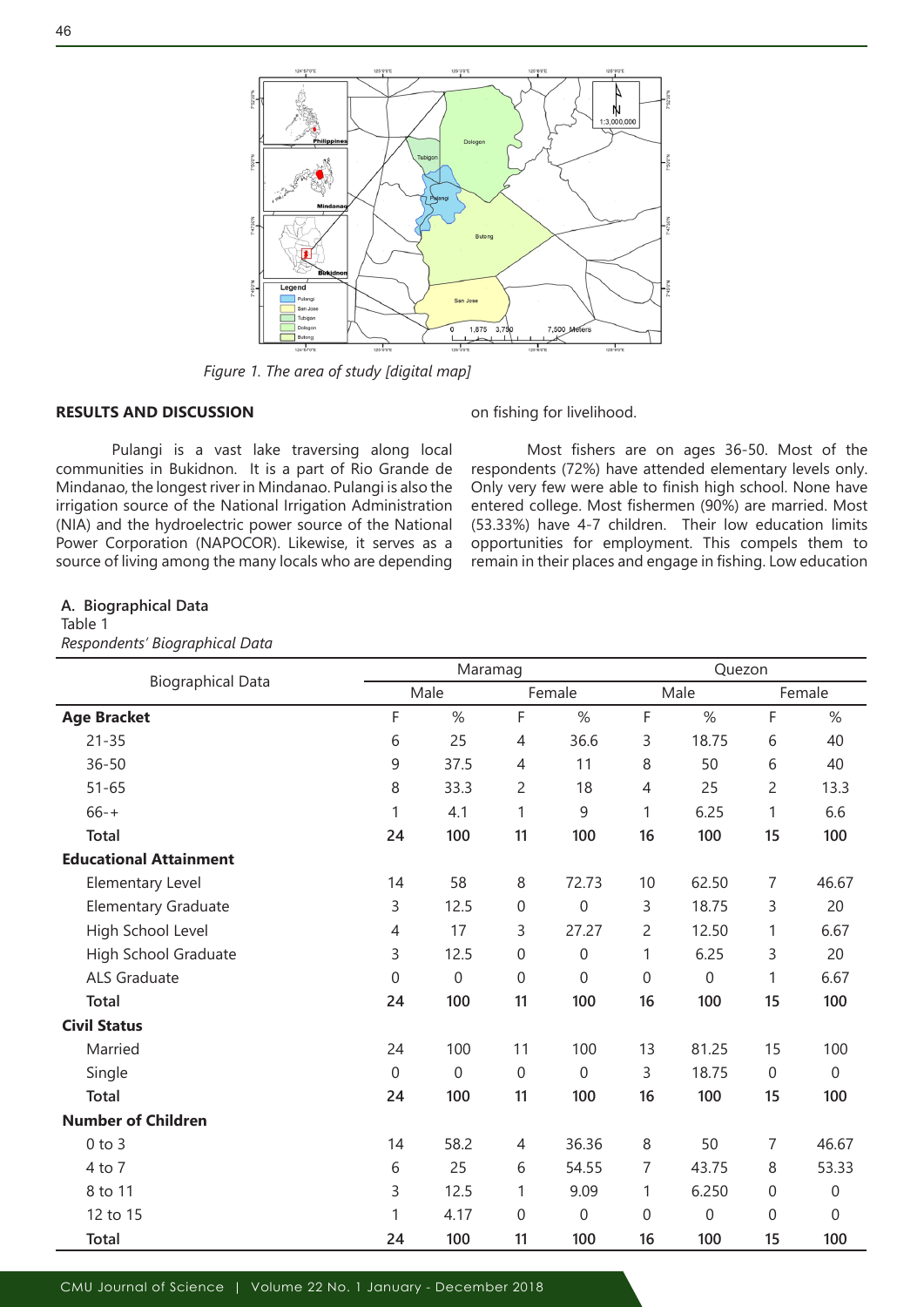*Figure 1. The area of study [digital map]*

## RESULTS AND DISCUSSION

Pulangi is a vast lake traversing along local communities in Bukidnon. It is a part of Rio Grande de Mindanao, the longest river in Mindanao. Pulangi is also the irrigation source of the National Irrigation Administration (NIA) and the hydroelectric power source of the National Power Corporation (NAPOCOR). Likewise, it serves as a source of living among the many locals who are depending on fishing for livelihood.

Most fishers are on ages 36-50. Most of the respondents (72%) have attended elementary levels only. Only very few were able to finish high school. None have entered college. Most fishermen (90%) are married. Most (53.33%) have 4-7 children. Their low education limits opportunities for employment. This compels them to remain in their places and engage in fishing. Low education

### A. Biographical Data

Table 1
*Respondents' Biographical Data*

| Biographical Data | Maramag | | | | Quezon | | | |
|---|---|---|---|---|---|---|---|---|
| | Male | | Female | | Male | | Female | |
| **Age Bracket** | F | % | F | % | F | % | F | % |
| 21-35 | 6 | 25 | 4 | 36.6 | 3 | 18.75 | 6 | 40 |
| 36-50 | 9 | 37.5 | 4 | 11 | 8 | 50 | 6 | 40 |
| 51-65 | 8 | 33.3 | 2 | 18 | 4 | 25 | 2 | 13.3 |
| 66-+ | 1 | 4.1 | 1 | 9 | 1 | 6.25 | 1 | 6.6 |
| **Total** | **24** | **100** | **11** | **100** | **16** | **100** | **15** | **100** |
| **Educational Attainment** | | | | | | | | |
| Elementary Level | 14 | 58 | 8 | 72.73 | 10 | 62.50 | 7 | 46.67 |
| Elementary Graduate | 3 | 12.5 | 0 | 0 | 3 | 18.75 | 3 | 20 |
| High School Level | 4 | 17 | 3 | 27.27 | 2 | 12.50 | 1 | 6.67 |
| High School Graduate | 3 | 12.5 | 0 | 0 | 1 | 6.25 | 3 | 20 |
| ALS Graduate | 0 | 0 | 0 | 0 | 0 | 0 | 1 | 6.67 |
| **Total** | **24** | **100** | **11** | **100** | **16** | **100** | **15** | **100** |
| **Civil Status** | | | | | | | | |
| Married | 24 | 100 | 11 | 100 | 13 | 81.25 | 15 | 100 |
| Single | 0 | 0 | 0 | 0 | 3 | 18.75 | 0 | 0 |
| **Total** | **24** | **100** | **11** | **100** | **16** | **100** | **15** | **100** |
| **Number of Children** | | | | | | | | |
| 0 to 3 | 14 | 58.2 | 4 | 36.36 | 8 | 50 | 7 | 46.67 |
| 4 to 7 | 6 | 25 | 6 | 54.55 | 7 | 43.75 | 8 | 53.33 |
| 8 to 11 | 3 | 12.5 | 1 | 9.09 | 1 | 6.250 | 0 | 0 |
| 12 to 15 | 1 | 4.17 | 0 | 0 | 0 | 0 | 0 | 0 |
| **Total** | **24** | **100** | **11** | **100** | **16** | **100** | **15** | **100** |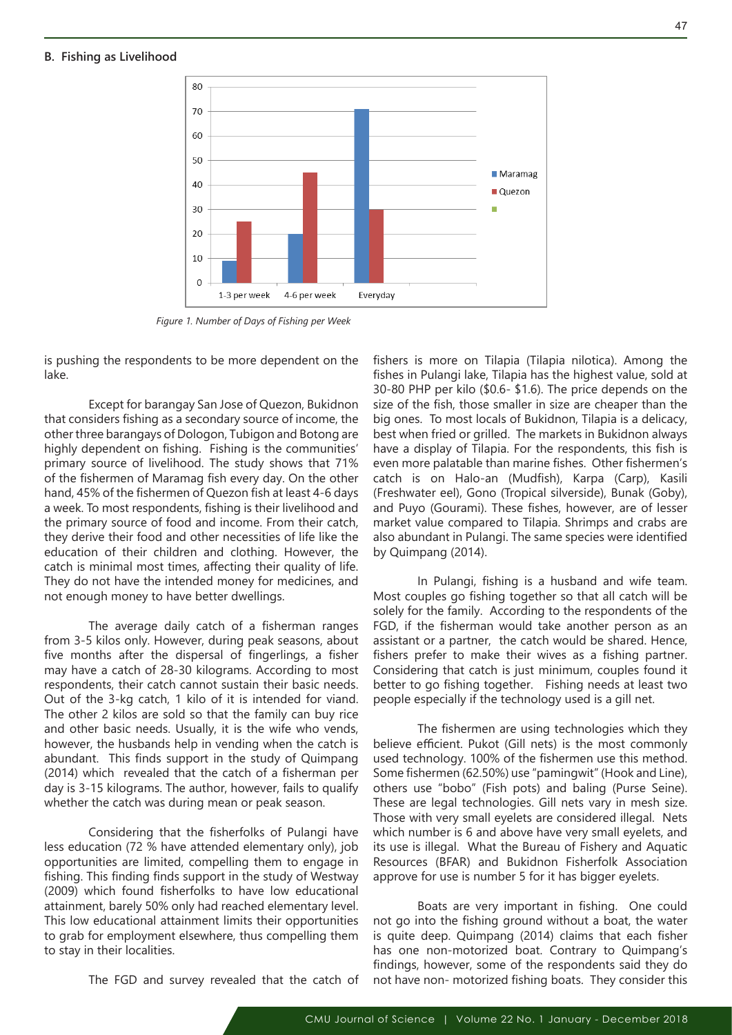### B. Fishing as Livelihood

*Figure 1. Number of Days of Fishing per Week*

is pushing the respondents to be more dependent on the lake.

Except for barangay San Jose of Quezon, Bukidnon that considers fishing as a secondary source of income, the other three barangays of Dologon, Tubigon and Botong are highly dependent on fishing. Fishing is the communities' primary source of livelihood. The study shows that 71% of the fishermen of Maramag fish every day. On the other hand, 45% of the fishermen of Quezon fish at least 4-6 days a week. To most respondents, fishing is their livelihood and the primary source of food and income. From their catch, they derive their food and other necessities of life like the education of their children and clothing. However, the catch is minimal most times, affecting their quality of life. They do not have the intended money for medicines, and not enough money to have better dwellings.

The average daily catch of a fisherman ranges from 3-5 kilos only. However, during peak seasons, about five months after the dispersal of fingerlings, a fisher may have a catch of 28-30 kilograms. According to most respondents, their catch cannot sustain their basic needs. Out of the 3-kg catch, 1 kilo of it is intended for viand. The other 2 kilos are sold so that the family can buy rice and other basic needs. Usually, it is the wife who vends, however, the husbands help in vending when the catch is abundant. This finds support in the study of Quimpang (2014) which revealed that the catch of a fisherman per day is 3-15 kilograms. The author, however, fails to qualify whether the catch was during mean or peak season.

Considering that the fisherfolks of Pulangi have less education (72 % have attended elementary only), job opportunities are limited, compelling them to engage in fishing. This finding finds support in the study of Westway (2009) which found fisherfolks to have low educational attainment, barely 50% only had reached elementary level. This low educational attainment limits their opportunities to grab for employment elsewhere, thus compelling them to stay in their localities.

The FGD and survey revealed that the catch of fishers is more on Tilapia (Tilapia nilotica). Among the fishes in Pulangi lake, Tilapia has the highest value, sold at 30-80 PHP per kilo ($0.6- $1.6). The price depends on the size of the fish, those smaller in size are cheaper than the big ones. To most locals of Bukidnon, Tilapia is a delicacy, best when fried or grilled. The markets in Bukidnon always have a display of Tilapia. For the respondents, this fish is even more palatable than marine fishes. Other fishermen's catch is on Halo-an (Mudfish), Karpa (Carp), Kasili (Freshwater eel), Gono (Tropical silverside), Bunak (Goby), and Puyo (Gourami). These fishes, however, are of lesser market value compared to Tilapia. Shrimps and crabs are also abundant in Pulangi. The same species were identified by Quimpang (2014).

In Pulangi, fishing is a husband and wife team. Most couples go fishing together so that all catch will be solely for the family. According to the respondents of the FGD, if the fisherman would take another person as an assistant or a partner, the catch would be shared. Hence, fishers prefer to make their wives as a fishing partner. Considering that catch is just minimum, couples found it better to go fishing together. Fishing needs at least two people especially if the technology used is a gill net.

The fishermen are using technologies which they believe efficient. Pukot (Gill nets) is the most commonly used technology. 100% of the fishermen use this method. Some fishermen (62.50%) use "pamingwit" (Hook and Line), others use "bobo" (Fish pots) and baling (Purse Seine). These are legal technologies. Gill nets vary in mesh size. Those with very small eyelets are considered illegal. Nets which number is 6 and above have very small eyelets, and its use is illegal. What the Bureau of Fishery and Aquatic Resources (BFAR) and Bukidnon Fisherfolk Association approve for use is number 5 for it has bigger eyelets.

Boats are very important in fishing. One could not go into the fishing ground without a boat, the water is quite deep. Quimpang (2014) claims that each fisher has one non-motorized boat. Contrary to Quimpang's findings, however, some of the respondents said they do not have non- motorized fishing boats. They consider this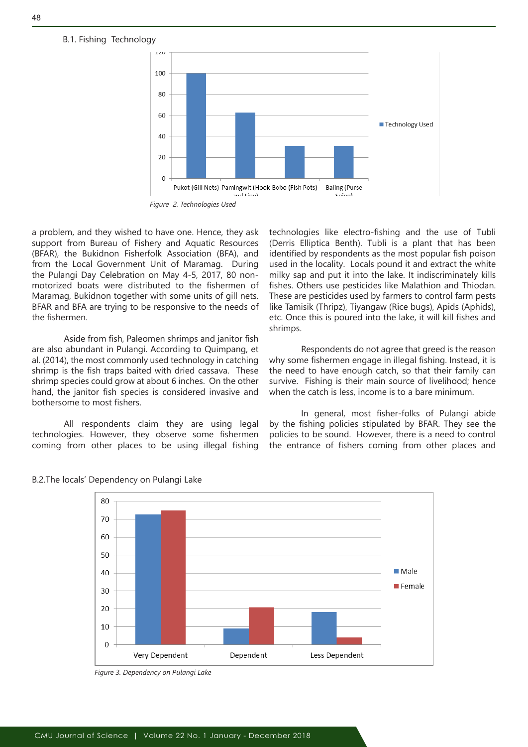B.1. Fishing Technology

Figure 2. Technologies Used

a problem, and they wished to have one. Hence, they ask support from Bureau of Fishery and Aquatic Resources (BFAR), the Bukidnon Fisherfolk Association (BFA), and from the Local Government Unit of Maramag. During the Pulangi Day Celebration on May 4-5, 2017, 80 non-motorized boats were distributed to the fishermen of Maramag, Bukidnon together with some units of gill nets. BFAR and BFA are trying to be responsive to the needs of the fishermen.

Aside from fish, Paleomen shrimps and janitor fish are also abundant in Pulangi. According to Quimpang, et al. (2014), the most commonly used technology in catching shrimp is the fish traps baited with dried cassava. These shrimp species could grow at about 6 inches. On the other hand, the janitor fish species is considered invasive and bothersome to most fishers.

All respondents claim they are using legal technologies. However, they observe some fishermen coming from other places to be using illegal fishing technologies like electro-fishing and the use of Tubli (Derris Elliptica Benth). Tubli is a plant that has been identified by respondents as the most popular fish poison used in the locality. Locals pound it and extract the white milky sap and put it into the lake. It indiscriminately kills fishes. Others use pesticides like Malathion and Thiodan. These are pesticides used by farmers to control farm pests like Tamisik (Thripz), Tiyangaw (Rice bugs), Apids (Aphids), etc. Once this is poured into the lake, it will kill fishes and shrimps.

Respondents do not agree that greed is the reason why some fishermen engage in illegal fishing. Instead, it is the need to have enough catch, so that their family can survive. Fishing is their main source of livelihood; hence when the catch is less, income is to a bare minimum.

In general, most fisher-folks of Pulangi abide by the fishing policies stipulated by BFAR. They see the policies to be sound. However, there is a need to control the entrance of fishers coming from other places and

B.2.The locals' Dependency on Pulangi Lake

Figure 3. Dependency on Pulangi Lake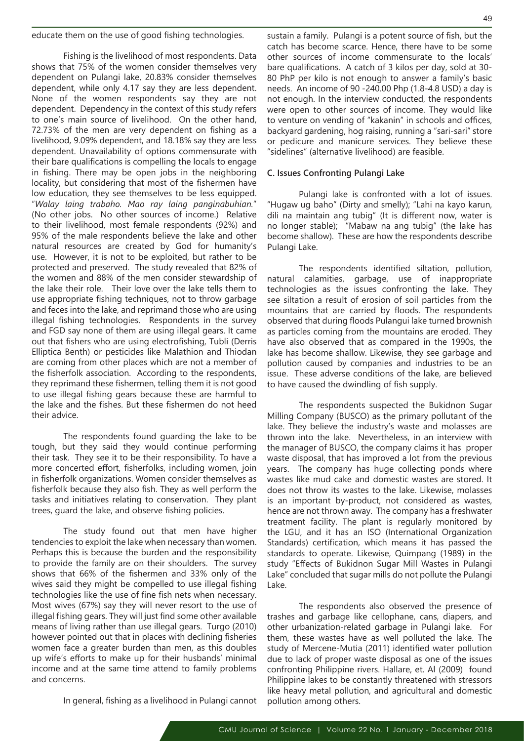educate them on the use of good fishing technologies.

Fishing is the livelihood of most respondents. Data shows that 75% of the women consider themselves very dependent on Pulangi lake, 20.83% consider themselves dependent, while only 4.17 say they are less dependent. None of the women respondents say they are not dependent. Dependency in the context of this study refers to one's main source of livelihood. On the other hand, 72.73% of the men are very dependent on fishing as a livelihood, 9.09% dependent, and 18.18% say they are less dependent. Unavailability of options commensurate with their bare qualifications is compelling the locals to engage in fishing. There may be open jobs in the neighboring locality, but considering that most of the fishermen have low education, they see themselves to be less equipped. "*Walay laing trabaho. Mao ray laing panginabuhian.*" (No other jobs. No other sources of income.) Relative to their livelihood, most female respondents (92%) and 95% of the male respondents believe the lake and other natural resources are created by God for humanity's use. However, it is not to be exploited, but rather to be protected and preserved. The study revealed that 82% of the women and 88% of the men consider stewardship of the lake their role. Their love over the lake tells them to use appropriate fishing techniques, not to throw garbage and feces into the lake, and reprimand those who are using illegal fishing technologies. Respondents in the survey and FGD say none of them are using illegal gears. It came out that fishers who are using electrofishing, Tubli (Derris Elliptica Benth) or pesticides like Malathion and Thiodan are coming from other places which are not a member of the fisherfolk association. According to the respondents, they reprimand these fishermen, telling them it is not good to use illegal fishing gears because these are harmful to the lake and the fishes. But these fishermen do not heed their advice.

The respondents found guarding the lake to be tough, but they said they would continue performing their task. They see it to be their responsibility. To have a more concerted effort, fisherfolks, including women, join in fisherfolk organizations. Women consider themselves as fisherfolk because they also fish. They as well perform the tasks and initiatives relating to conservation. They plant trees, guard the lake, and observe fishing policies.

The study found out that men have higher tendencies to exploit the lake when necessary than women. Perhaps this is because the burden and the responsibility to provide the family are on their shoulders. The survey shows that 66% of the fishermen and 33% only of the wives said they might be compelled to use illegal fishing technologies like the use of fine fish nets when necessary. Most wives (67%) say they will never resort to the use of illegal fishing gears. They will just find some other available means of living rather than use illegal gears. Turgo (2010) however pointed out that in places with declining fisheries women face a greater burden than men, as this doubles up wife's efforts to make up for their husbands' minimal income and at the same time attend to family problems and concerns.

In general, fishing as a livelihood in Pulangi cannot sustain a family. Pulangi is a potent source of fish, but the catch has become scarce. Hence, there have to be some other sources of income commensurate to the locals' bare qualifications. A catch of 3 kilos per day, sold at 30-80 PhP per kilo is not enough to answer a family's basic needs. An income of 90 -240.00 Php (1.8-4.8 USD) a day is not enough. In the interview conducted, the respondents were open to other sources of income. They would like to venture on vending of "kakanin" in schools and offices, backyard gardening, hog raising, running a "sari-sari" store or pedicure and manicure services. They believe these "sidelines" (alternative livelihood) are feasible.

### C. Issues Confronting Pulangi Lake

Pulangi lake is confronted with a lot of issues. "Hugaw ug baho" (Dirty and smelly); "Lahi na kayo karun, dili na maintain ang tubig" (It is different now, water is no longer stable); "Mabaw na ang tubig" (the lake has become shallow). These are how the respondents describe Pulangi Lake.

The respondents identified siltation, pollution, natural calamities, garbage, use of inappropriate technologies as the issues confronting the lake. They see siltation a result of erosion of soil particles from the mountains that are carried by floods. The respondents observed that during floods Pulangui lake turned brownish as particles coming from the mountains are eroded. They have also observed that as compared in the 1990s, the lake has become shallow. Likewise, they see garbage and pollution caused by companies and industries to be an issue. These adverse conditions of the lake, are believed to have caused the dwindling of fish supply.

The respondents suspected the Bukidnon Sugar Milling Company (BUSCO) as the primary pollutant of the lake. They believe the industry's waste and molasses are thrown into the lake. Nevertheless, in an interview with the manager of BUSCO, the company claims it has proper waste disposal, that has improved a lot from the previous years. The company has huge collecting ponds where wastes like mud cake and domestic wastes are stored. It does not throw its wastes to the lake. Likewise, molasses is an important by-product, not considered as wastes, hence are not thrown away. The company has a freshwater treatment facility. The plant is regularly monitored by the LGU, and it has an ISO (International Organization Standards) certification, which means it has passed the standards to operate. Likewise, Quimpang (1989) in the study "Effects of Bukidnon Sugar Mill Wastes in Pulangi Lake" concluded that sugar mills do not pollute the Pulangi Lake.

The respondents also observed the presence of trashes and garbage like cellophane, cans, diapers, and other urbanization-related garbage in Pulangi lake. For them, these wastes have as well polluted the lake. The study of Mercene-Mutia (2011) identified water pollution due to lack of proper waste disposal as one of the issues confronting Philippine rivers. Hallare, et. Al (2009) found Philippine lakes to be constantly threatened with stressors like heavy metal pollution, and agricultural and domestic pollution among others.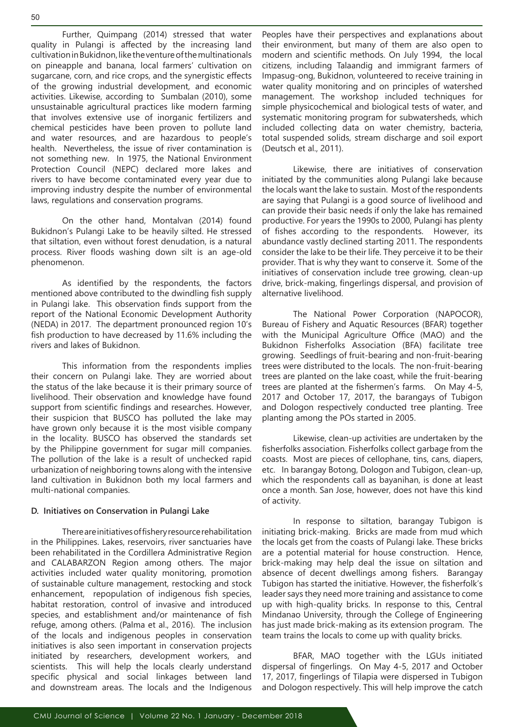Further, Quimpang (2014) stressed that water quality in Pulangi is affected by the increasing land cultivation in Bukidnon, like the venture of the multinationals on pineapple and banana, local farmers' cultivation on sugarcane, corn, and rice crops, and the synergistic effects of the growing industrial development, and economic activities. Likewise, according to Sumbalan (2010), some unsustainable agricultural practices like modern farming that involves extensive use of inorganic fertilizers and chemical pesticides have been proven to pollute land and water resources, and are hazardous to people's health. Nevertheless, the issue of river contamination is not something new. In 1975, the National Environment Protection Council (NEPC) declared more lakes and rivers to have become contaminated every year due to improving industry despite the number of environmental laws, regulations and conservation programs.

On the other hand, Montalvan (2014) found Bukidnon's Pulangi Lake to be heavily silted. He stressed that siltation, even without forest denudation, is a natural process. River floods washing down silt is an age-old phenomenon.

As identified by the respondents, the factors mentioned above contributed to the dwindling fish supply in Pulangi lake. This observation finds support from the report of the National Economic Development Authority (NEDA) in 2017. The department pronounced region 10's fish production to have decreased by 11.6% including the rivers and lakes of Bukidnon.

This information from the respondents implies their concern on Pulangi lake. They are worried about the status of the lake because it is their primary source of livelihood. Their observation and knowledge have found support from scientific findings and researches. However, their suspicion that BUSCO has polluted the lake may have grown only because it is the most visible company in the locality. BUSCO has observed the standards set by the Philippine government for sugar mill companies. The pollution of the lake is a result of unchecked rapid urbanization of neighboring towns along with the intensive land cultivation in Bukidnon both my local farmers and multi-national companies.

### D. Initiatives on Conservation in Pulangi Lake

There are initiatives of fishery resource rehabilitation in the Philippines. Lakes, reservoirs, river sanctuaries have been rehabilitated in the Cordillera Administrative Region and CALABARZON Region among others. The major activities included water quality monitoring, promotion of sustainable culture management, restocking and stock enhancement, repopulation of indigenous fish species, habitat restoration, control of invasive and introduced species, and establishment and/or maintenance of fish refuge, among others. (Palma et al., 2016). The inclusion of the locals and indigenous peoples in conservation initiatives is also seen important in conservation projects initiated by researchers, development workers, and scientists. This will help the locals clearly understand specific physical and social linkages between land and downstream areas. The locals and the Indigenous Peoples have their perspectives and explanations about their environment, but many of them are also open to modern and scientific methods. On July 1994, the local citizens, including Talaandig and immigrant farmers of Impasug-ong, Bukidnon, volunteered to receive training in water quality monitoring and on principles of watershed management. The workshop included techniques for simple physicochemical and biological tests of water, and systematic monitoring program for subwatersheds, which included collecting data on water chemistry, bacteria, total suspended solids, stream discharge and soil export (Deutsch et al., 2011).

Likewise, there are initiatives of conservation initiated by the communities along Pulangi lake because the locals want the lake to sustain. Most of the respondents are saying that Pulangi is a good source of livelihood and can provide their basic needs if only the lake has remained productive. For years the 1990s to 2000, Pulangi has plenty of fishes according to the respondents. However, its abundance vastly declined starting 2011. The respondents consider the lake to be their life. They perceive it to be their provider. That is why they want to conserve it. Some of the initiatives of conservation include tree growing, clean-up drive, brick-making, fingerlings dispersal, and provision of alternative livelihood.

The National Power Corporation (NAPOCOR), Bureau of Fishery and Aquatic Resources (BFAR) together with the Municipal Agriculture Office (MAO) and the Bukidnon Fisherfolks Association (BFA) facilitate tree growing. Seedlings of fruit-bearing and non-fruit-bearing trees were distributed to the locals. The non-fruit-bearing trees are planted on the lake coast, while the fruit-bearing trees are planted at the fishermen's farms. On May 4-5, 2017 and October 17, 2017, the barangays of Tubigon and Dologon respectively conducted tree planting. Tree planting among the POs started in 2005.

Likewise, clean-up activities are undertaken by the fisherfolks association. Fisherfolks collect garbage from the coasts. Most are pieces of cellophane, tins, cans, diapers, etc. In barangay Botong, Dologon and Tubigon, clean-up, which the respondents call as bayanihan, is done at least once a month. San Jose, however, does not have this kind of activity.

In response to siltation, barangay Tubigon is initiating brick-making. Bricks are made from mud which the locals get from the coasts of Pulangi lake. These bricks are a potential material for house construction. Hence, brick-making may help deal the issue on siltation and absence of decent dwellings among fishers. Barangay Tubigon has started the initiative. However, the fisherfolk's leader says they need more training and assistance to come up with high-quality bricks. In response to this, Central Mindanao University, through the College of Engineering has just made brick-making as its extension program. The team trains the locals to come up with quality bricks.

BFAR, MAO together with the LGUs initiated dispersal of fingerlings. On May 4-5, 2017 and October 17, 2017, fingerlings of Tilapia were dispersed in Tubigon and Dologon respectively. This will help improve the catch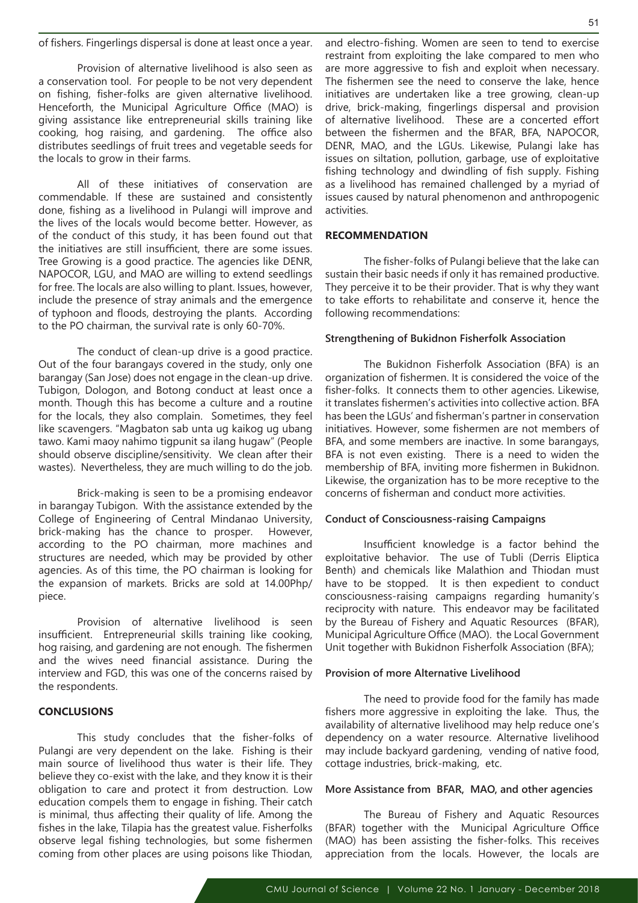of fishers. Fingerlings dispersal is done at least once a year.

Provision of alternative livelihood is also seen as a conservation tool. For people to be not very dependent on fishing, fisher-folks are given alternative livelihood. Henceforth, the Municipal Agriculture Office (MAO) is giving assistance like entrepreneurial skills training like cooking, hog raising, and gardening. The office also distributes seedlings of fruit trees and vegetable seeds for the locals to grow in their farms.

All of these initiatives of conservation are commendable. If these are sustained and consistently done, fishing as a livelihood in Pulangi will improve and the lives of the locals would become better. However, as of the conduct of this study, it has been found out that the initiatives are still insufficient, there are some issues. Tree Growing is a good practice. The agencies like DENR, NAPOCOR, LGU, and MAO are willing to extend seedlings for free. The locals are also willing to plant. Issues, however, include the presence of stray animals and the emergence of typhoon and floods, destroying the plants. According to the PO chairman, the survival rate is only 60-70%.

The conduct of clean-up drive is a good practice. Out of the four barangays covered in the study, only one barangay (San Jose) does not engage in the clean-up drive. Tubigon, Dologon, and Botong conduct at least once a month. Though this has become a culture and a routine for the locals, they also complain. Sometimes, they feel like scavengers. "Magbaton sab unta ug kaikog ug ubang tawo. Kami maoy nahimo tigpunit sa ilang hugaw" (People should observe discipline/sensitivity. We clean after their wastes). Nevertheless, they are much willing to do the job.

Brick-making is seen to be a promising endeavor in barangay Tubigon. With the assistance extended by the College of Engineering of Central Mindanao University, brick-making has the chance to prosper. However, according to the PO chairman, more machines and structures are needed, which may be provided by other agencies. As of this time, the PO chairman is looking for the expansion of markets. Bricks are sold at 14.00Php/ piece.

Provision of alternative livelihood is seen insufficient. Entrepreneurial skills training like cooking, hog raising, and gardening are not enough. The fishermen and the wives need financial assistance. During the interview and FGD, this was one of the concerns raised by the respondents.

## CONCLUSIONS

This study concludes that the fisher-folks of Pulangi are very dependent on the lake. Fishing is their main source of livelihood thus water is their life. They believe they co-exist with the lake, and they know it is their obligation to care and protect it from destruction. Low education compels them to engage in fishing. Their catch is minimal, thus affecting their quality of life. Among the fishes in the lake, Tilapia has the greatest value. Fisherfolks observe legal fishing technologies, but some fishermen coming from other places are using poisons like Thiodan, and electro-fishing. Women are seen to tend to exercise restraint from exploiting the lake compared to men who are more aggressive to fish and exploit when necessary. The fishermen see the need to conserve the lake, hence initiatives are undertaken like a tree growing, clean-up drive, brick-making, fingerlings dispersal and provision of alternative livelihood. These are a concerted effort between the fishermen and the BFAR, BFA, NAPOCOR, DENR, MAO, and the LGUs. Likewise, Pulangi lake has issues on siltation, pollution, garbage, use of exploitative fishing technology and dwindling of fish supply. Fishing as a livelihood has remained challenged by a myriad of issues caused by natural phenomenon and anthropogenic activities.

## RECOMMENDATION

The fisher-folks of Pulangi believe that the lake can sustain their basic needs if only it has remained productive. They perceive it to be their provider. That is why they want to take efforts to rehabilitate and conserve it, hence the following recommendations:

### Strengthening of Bukidnon Fisherfolk Association

The Bukidnon Fisherfolk Association (BFA) is an organization of fishermen. It is considered the voice of the fisher-folks. It connects them to other agencies. Likewise, it translates fishermen's activities into collective action. BFA has been the LGUs' and fisherman's partner in conservation initiatives. However, some fishermen are not members of BFA, and some members are inactive. In some barangays, BFA is not even existing. There is a need to widen the membership of BFA, inviting more fishermen in Bukidnon. Likewise, the organization has to be more receptive to the concerns of fisherman and conduct more activities.

### Conduct of Consciousness-raising Campaigns

Insufficient knowledge is a factor behind the exploitative behavior. The use of Tubli (Derris Eliptica Benth) and chemicals like Malathion and Thiodan must have to be stopped. It is then expedient to conduct consciousness-raising campaigns regarding humanity's reciprocity with nature. This endeavor may be facilitated by the Bureau of Fishery and Aquatic Resources (BFAR), Municipal Agriculture Office (MAO). the Local Government Unit together with Bukidnon Fisherfolk Association (BFA);

### Provision of more Alternative Livelihood

The need to provide food for the family has made fishers more aggressive in exploiting the lake. Thus, the availability of alternative livelihood may help reduce one's dependency on a water resource. Alternative livelihood may include backyard gardening, vending of native food, cottage industries, brick-making, etc.

### More Assistance from BFAR, MAO, and other agencies

The Bureau of Fishery and Aquatic Resources (BFAR) together with the Municipal Agriculture Office (MAO) has been assisting the fisher-folks. This receives appreciation from the locals. However, the locals are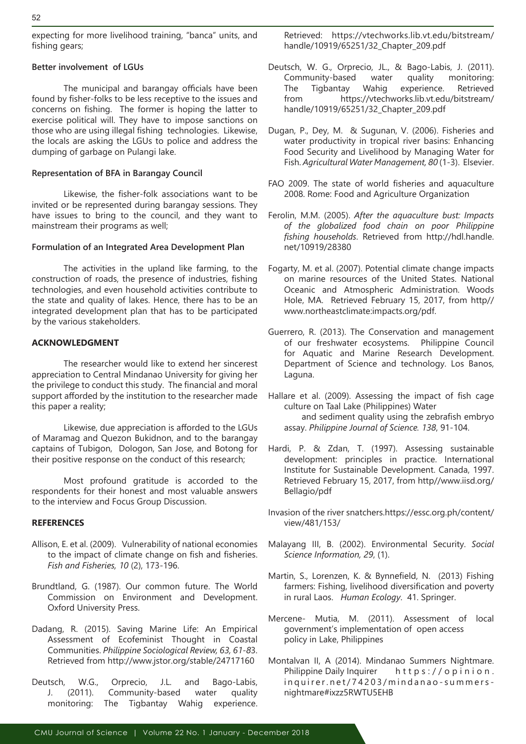expecting for more livelihood training, "banca" units, and fishing gears;

**Better involvement of LGUs**

The municipal and barangay officials have been found by fisher-folks to be less receptive to the issues and concerns on fishing. The former is hoping the latter to exercise political will. They have to impose sanctions on those who are using illegal fishing technologies. Likewise, the locals are asking the LGUs to police and address the dumping of garbage on Pulangi lake.

**Representation of BFA in Barangay Council**

Likewise, the fisher-folk associations want to be invited or be represented during barangay sessions. They have issues to bring to the council, and they want to mainstream their programs as well;

**Formulation of an Integrated Area Development Plan**

The activities in the upland like farming, to the construction of roads, the presence of industries, fishing technologies, and even household activities contribute to the state and quality of lakes. Hence, there has to be an integrated development plan that has to be participated by the various stakeholders.

## ACKNOWLEDGMENT

The researcher would like to extend her sincerest appreciation to Central Mindanao University for giving her the privilege to conduct this study. The financial and moral support afforded by the institution to the researcher made this paper a reality;

Likewise, due appreciation is afforded to the LGUs of Maramag and Quezon Bukidnon, and to the barangay captains of Tubigon, Dologon, San Jose, and Botong for their positive response on the conduct of this research;

Most profound gratitude is accorded to the respondents for their honest and most valuable answers to the interview and Focus Group Discussion.

## REFERENCES

Allison, E. et al. (2009). Vulnerability of national economies to the impact of climate change on fish and fisheries. *Fish and Fisheries, 10* (2), 173-196.

Brundtland, G. (1987). Our common future. The World Commission on Environment and Development. Oxford University Press.

Dadang, R. (2015). Saving Marine Life: An Empirical Assessment of Ecofeminist Thought in Coastal Communities. *Philippine Sociological Review, 63, 61-8*3. Retrieved from http://www.jstor.org/stable/24717160

Deutsch, W.G., Orprecio, J.L. and Bago-Labis, J. (2011). Community-based water quality monitoring: The Tigbantay Wahig experience. Retrieved: https://vtechworks.lib.vt.edu/bitstream/handle/10919/65251/32_Chapter_209.pdf

Deutsch, W. G., Orprecio, JL., & Bago-Labis, J. (2011). Community-based water quality monitoring: The Tigbantay Wahig experience. Retrieved from https://vtechworks.lib.vt.edu/bitstream/handle/10919/65251/32_Chapter_209.pdf

Dugan, P., Dey, M. & Sugunan, V. (2006). Fisheries and water productivity in tropical river basins: Enhancing Food Security and Livelihood by Managing Water for Fish. *Agricultural Water Management, 80* (1-3). Elsevier.

FAO 2009. The state of world fisheries and aquaculture 2008. Rome: Food and Agriculture Organization

Ferolin, M.M. (2005). *After the aquaculture bust: Impacts of the globalized food chain on poor Philippine fishing households*. Retrieved from http://hdl.handle.net/10919/28380

Fogarty, M. et al. (2007). Potential climate change impacts on marine resources of the United States. National Oceanic and Atmospheric Administration. Woods Hole, MA. Retrieved February 15, 2017, from http// www.northeastclimate:impacts.org/pdf.

Guerrero, R. (2013). The Conservation and management of our freshwater ecosystems. Philippine Council for Aquatic and Marine Research Development. Department of Science and technology. Los Banos, Laguna.

Hallare et al. (2009). Assessing the impact of fish cage culture on Taal Lake (Philippines) Water and sediment quality using the zebrafish embryo assay. *Philippine Journal of Science. 138*, 91-104.

Hardi, P. & Zdan, T. (1997). Assessing sustainable development: principles in practice. International Institute for Sustainable Development. Canada, 1997. Retrieved February 15, 2017, from http//www.iisd.org/Bellagio/pdf

Invasion of the river snatchers.https://essc.org.ph/content/view/481/153/

Malayang III, B. (2002). Environmental Security. *Social Science Information, 29*, (1).

Martin, S., Lorenzen, K. & Bynnefield, N. (2013) Fishing farmers: Fishing, livelihood diversification and poverty in rural Laos. *Human Ecology*. 41. Springer.

Mercene- Mutia, M. (2011). Assessment of local government's implementation of open access policy in Lake, Philippines

Montalvan II, A (2014). Mindanao Summers Nightmare. Philippine Daily Inquirer https://opinion.inquirer.net/74203/mindanao-summers-nightmare#ixzz5RWTU5EHB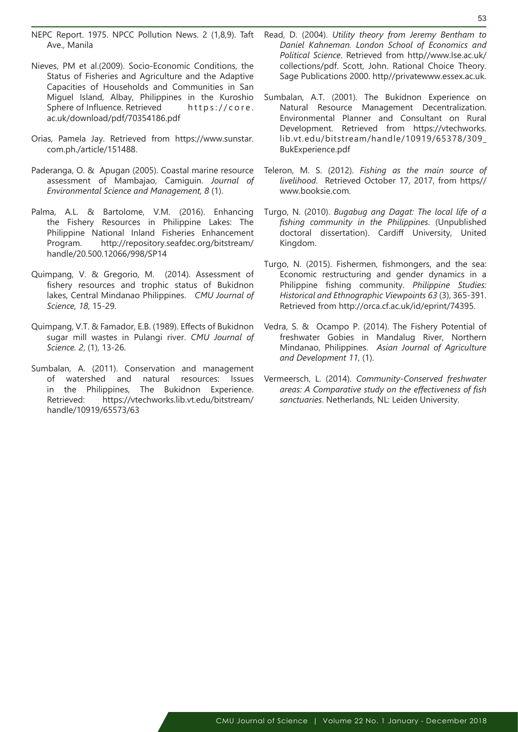NEPC Report. 1975. NPCC Pollution News. 2 (1,8,9). Taft Ave., Manila

Nieves, PM et al.(2009). Socio-Economic Conditions, the Status of Fisheries and Agriculture and the Adaptive Capacities of Households and Communities in San Miguel Island, Albay, Philippines in the Kuroshio Sphere of Influence. Retrieved https://core.ac.uk/download/pdf/70354186.pdf

Orias, Pamela Jay. Retrieved from https://www.sunstar.com.ph./article/151488.

Paderanga, O. & Apugan (2005). Coastal marine resource assessment of Mambajao, Camiguin. *Journal of Environmental Science and Management, 8* (1).

Palma, A.L. & Bartolome, V.M. (2016). Enhancing the Fishery Resources in Philippine Lakes: The Philippine National Inland Fisheries Enhancement Program. http://repository.seafdec.org/bitstream/handle/20.500.12066/998/SP14

Quimpang, V. & Gregorio, M. (2014). Assessment of fishery resources and trophic status of Bukidnon lakes, Central Mindanao Philippines. *CMU Journal of Science, 18*, 15-29.

Quimpang, V.T. & Famador, E.B. (1989). Effects of Bukidnon sugar mill wastes in Pulangi river. *CMU Journal of Science. 2*, (1), 13-26.

Sumbalan, A. (2011). Conservation and management of watershed and natural resources: Issues in the Philippines, The Bukidnon Experience. Retrieved: https://vtechworks.lib.vt.edu/bitstream/handle/10919/65573/63

Read, D. (2004). *Utility theory from Jeremy Bentham to Daniel Kahneman. London School of Economics and Political Science*. Retrieved from http//www.lse.ac.uk/collections/pdf. Scott, John. Rational Choice Theory. Sage Publications 2000. http//privatewww.essex.ac.uk.

Sumbalan, A.T. (2001). The Bukidnon Experience on Natural Resource Management Decentralization. Environmental Planner and Consultant on Rural Development. Retrieved from https://vtechworks.lib.vt.edu/bitstream/handle/10919/65378/309_BukExperience.pdf

Teleron, M. S. (2012). *Fishing as the main source of livelihood*. Retrieved October 17, 2017, from https//www.booksie.com.

Turgo, N. (2010). *Bugabug ang Dagat: The local life of a fishing community in the Philippines*. (Unpublished doctoral dissertation). Cardiff University, United Kingdom.

Turgo, N. (2015). Fishermen, fishmongers, and the sea: Economic restructuring and gender dynamics in a Philippine fishing community. *Philippine Studies: Historical and Ethnographic Viewpoints 63* (3), 365-391. Retrieved from http://orca.cf.ac.uk/id/eprint/74395.

Vedra, S. & Ocampo P. (2014). The Fishery Potential of freshwater Gobies in Mandalug River, Northern Mindanao, Philippines. *Asian Journal of Agriculture and Development 11*, (1).

Vermeersch, L. (2014). *Community-Conserved freshwater areas: A Comparative study on the effectiveness of fish sanctuaries*. Netherlands, NL: Leiden University.